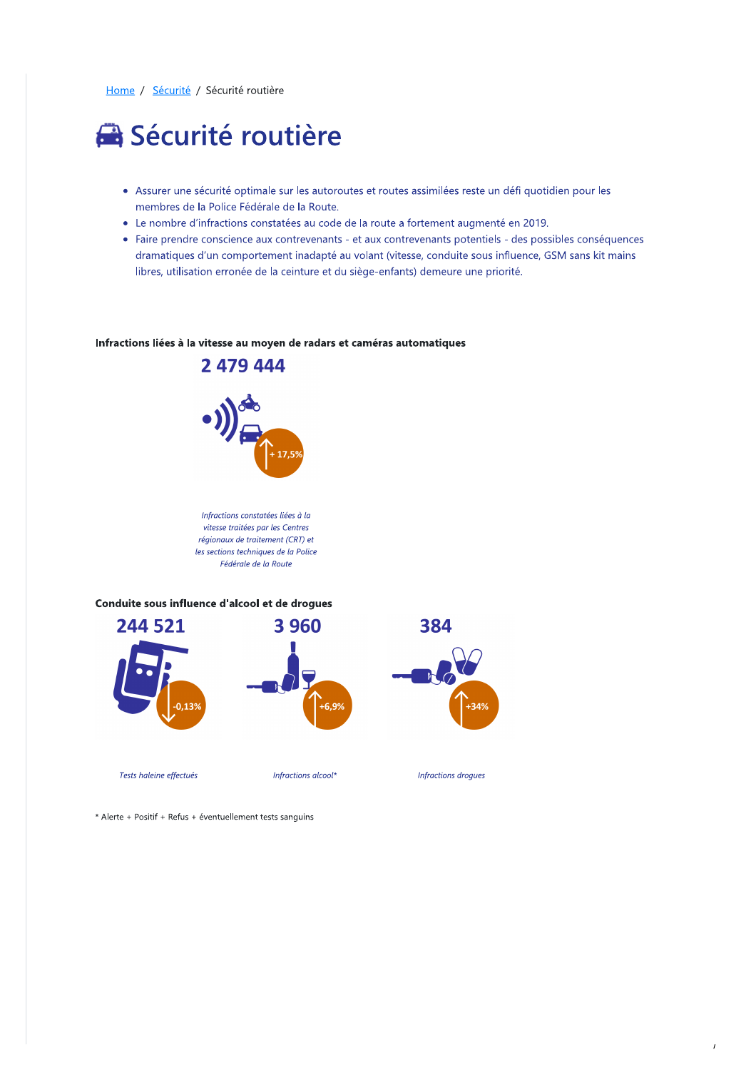Home / Sécurité / Sécurité routière

# Sécurité routière

- Assurer une sécurité optimale sur les autoroutes et routes assimilées reste un défi quotidien pour les membres de la Police Fédérale de la Route.
- Le nombre d'infractions constatées au code de la route a fortement augmenté en 2019.
- Faire prendre conscience aux contrevenants - et aux contrevenants potentiels - des possibles conséquences dramatiques d'un comportement inadapté au volant (vitesse, conduite sous influence, GSM sans kit mains libres, utilisation erronée de la ceinture et du siège-enfants) demeure une priorité.

### Infractions liées à la vitesse au moyen de radars et caméras automatiques

**2 479 444**

+ 17,5%

*Infractions constatées liées à la vitesse traitées par les Centres régionaux de traitement (CRT) et les sections techniques de la Police Fédérale de la Route*

### Conduite sous influence d'alcool et de drogues

**244 521**

-0,13%

*Tests haleine effectués*

**3 960**

+6,9%

*Infractions alcool**

**384**

+34%

*Infractions drogues*

* Alerte + Positif + Refus + éventuellement tests sanguins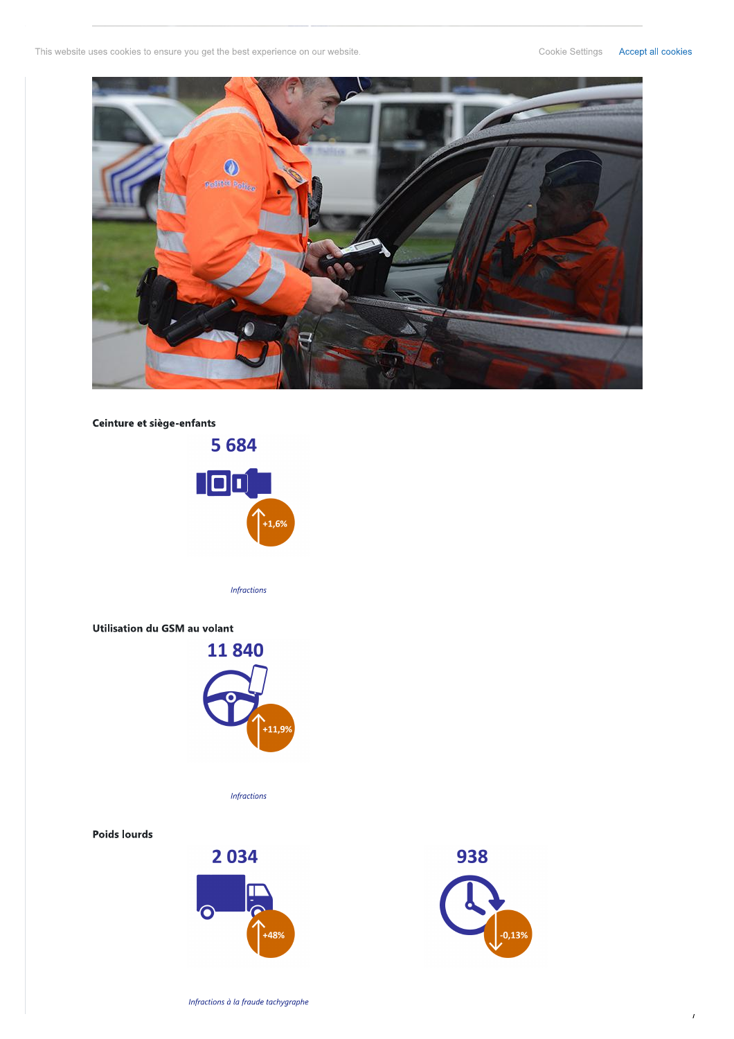This website uses cookies to ensure you get the best experience on our website.

Cookie Settings Accept all cookies

**Ceinture et siège-enfants**

5 684

+1,6%

*Infractions*

**Utilisation du GSM au volant**

11 840

+11,9%

*Infractions*

**Poids lourds**

2 034

+48%

938

-0,13%

*Infractions à la fraude tachygraphe*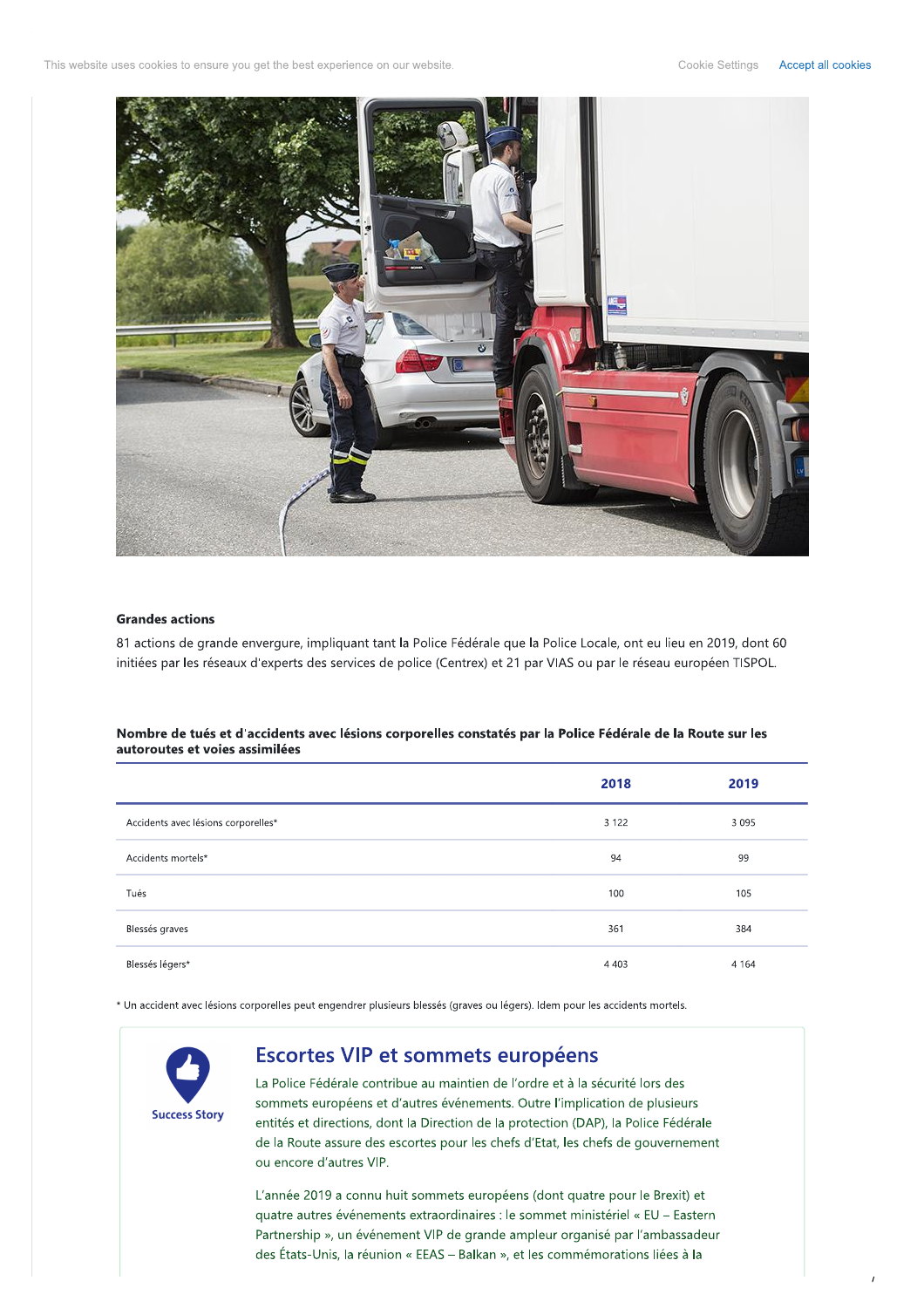### Grandes actions

81 actions de grande envergure, impliquant tant la Police Fédérale que la Police Locale, ont eu lieu en 2019, dont 60 initiées par les réseaux d'experts des services de police (Centrex) et 21 par VIAS ou par le réseau européen TISPOL.

**Nombre de tués et d'accidents avec lésions corporelles constatés par la Police Fédérale de la Route sur les autoroutes et voies assimilées**

| | 2018 | 2019 |
|---|---|---|
| Accidents avec lésions corporelles* | 3 122 | 3 095 |
| Accidents mortels* | 94 | 99 |
| Tués | 100 | 105 |
| Blessés graves | 361 | 384 |
| Blessés légers* | 4 403 | 4 164 |

* Un accident avec lésions corporelles peut engendrer plusieurs blessés (graves ou légers). Idem pour les accidents mortels.

Success Story

## Escortes VIP et sommets européens

La Police Fédérale contribue au maintien de l'ordre et à la sécurité lors des sommets européens et d'autres événements. Outre l'implication de plusieurs entités et directions, dont la Direction de la protection (DAP), la Police Fédérale de la Route assure des escortes pour les chefs d'Etat, les chefs de gouvernement ou encore d'autres VIP.

L'année 2019 a connu huit sommets européens (dont quatre pour le Brexit) et quatre autres événements extraordinaires : le sommet ministériel « EU – Eastern Partnership », un événement VIP de grande ampleur organisé par l'ambassadeur des États-Unis, la réunion « EEAS – Balkan », et les commémorations liées à la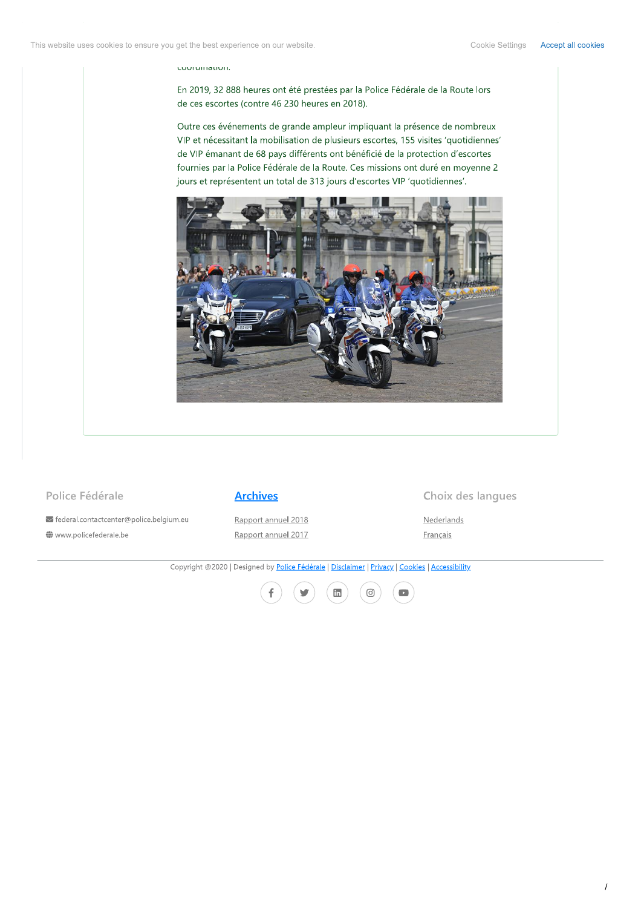This website uses cookies to ensure you get the best experience on our website. Cookie Settings Accept all cookies

coordination.

En 2019, 32 888 heures ont été prestées par la Police Fédérale de la Route lors de ces escortes (contre 46 230 heures en 2018).

Outre ces événements de grande ampleur impliquant la présence de nombreux VIP et nécessitant la mobilisation de plusieurs escortes, 155 visites 'quotidiennes' de VIP émanant de 68 pays différents ont bénéficié de la protection d'escortes fournies par la Police Fédérale de la Route. Ces missions ont duré en moyenne 2 jours et représentent un total de 313 jours d'escortes VIP 'quotidiennes'.

## Police Fédérale

federal.contactcenter@police.belgium.eu

www.policefederale.be

## Archives

Rapport annuel 2018

Rapport annuel 2017

## Choix des langues

Nederlands

Français

Copyright @2020 | Designed by Police Fédérale | Disclaimer | Privacy | Cookies | Accessibility